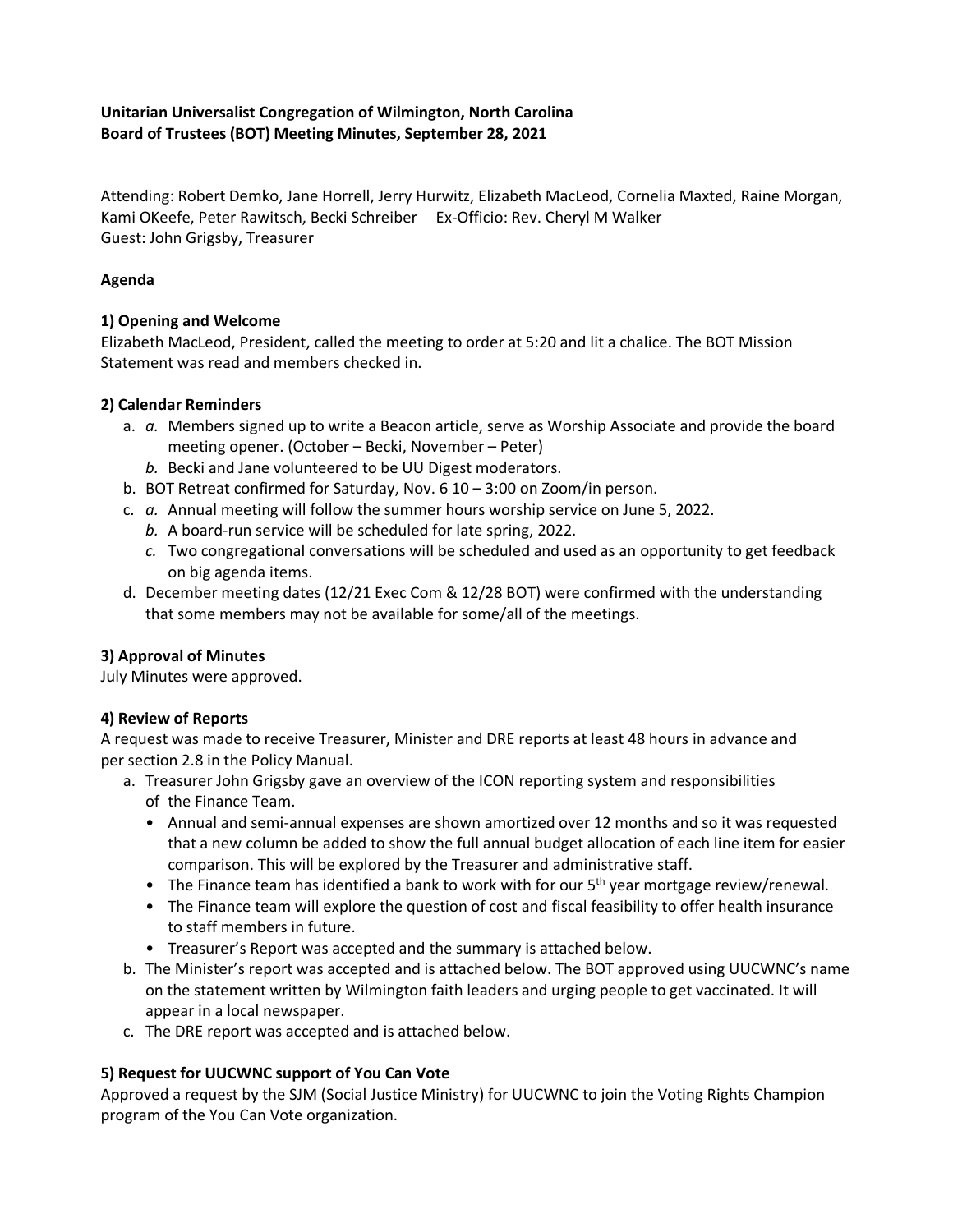**Unitarian Universalist Congregation of Wilmington, North Carolina**
**Board of Trustees (BOT) Meeting Minutes, September 28, 2021**

Attending: Robert Demko, Jane Horrell, Jerry Hurwitz, Elizabeth MacLeod, Cornelia Maxted, Raine Morgan, Kami OKeefe, Peter Rawitsch, Becki Schreiber Ex-Officio: Rev. Cheryl M Walker
Guest: John Grigsby, Treasurer

**Agenda**

**1) Opening and Welcome**

Elizabeth MacLeod, President, called the meeting to order at 5:20 and lit a chalice. The BOT Mission Statement was read and members checked in.

**2) Calendar Reminders**

a. *a.* Members signed up to write a Beacon article, serve as Worship Associate and provide the board meeting opener. (October – Becki, November – Peter)
   *b.* Becki and Jane volunteered to be UU Digest moderators.
b. BOT Retreat confirmed for Saturday, Nov. 6 10 – 3:00 on Zoom/in person.
c. *a.* Annual meeting will follow the summer hours worship service on June 5, 2022.
   *b.* A board-run service will be scheduled for late spring, 2022.
   *c.* Two congregational conversations will be scheduled and used as an opportunity to get feedback on big agenda items.
d. December meeting dates (12/21 Exec Com & 12/28 BOT) were confirmed with the understanding that some members may not be available for some/all of the meetings.

**3) Approval of Minutes**

July Minutes were approved.

**4) Review of Reports**

A request was made to receive Treasurer, Minister and DRE reports at least 48 hours in advance and per section 2.8 in the Policy Manual.

a. Treasurer John Grigsby gave an overview of the ICON reporting system and responsibilities of the Finance Team.
   - Annual and semi-annual expenses are shown amortized over 12 months and so it was requested that a new column be added to show the full annual budget allocation of each line item for easier comparison. This will be explored by the Treasurer and administrative staff.
   - The Finance team has identified a bank to work with for our 5th year mortgage review/renewal.
   - The Finance team will explore the question of cost and fiscal feasibility to offer health insurance to staff members in future.
   - Treasurer's Report was accepted and the summary is attached below.
b. The Minister's report was accepted and is attached below. The BOT approved using UUCWNC's name on the statement written by Wilmington faith leaders and urging people to get vaccinated. It will appear in a local newspaper.
c. The DRE report was accepted and is attached below.

**5) Request for UUCWNC support of You Can Vote**

Approved a request by the SJM (Social Justice Ministry) for UUCWNC to join the Voting Rights Champion program of the You Can Vote organization.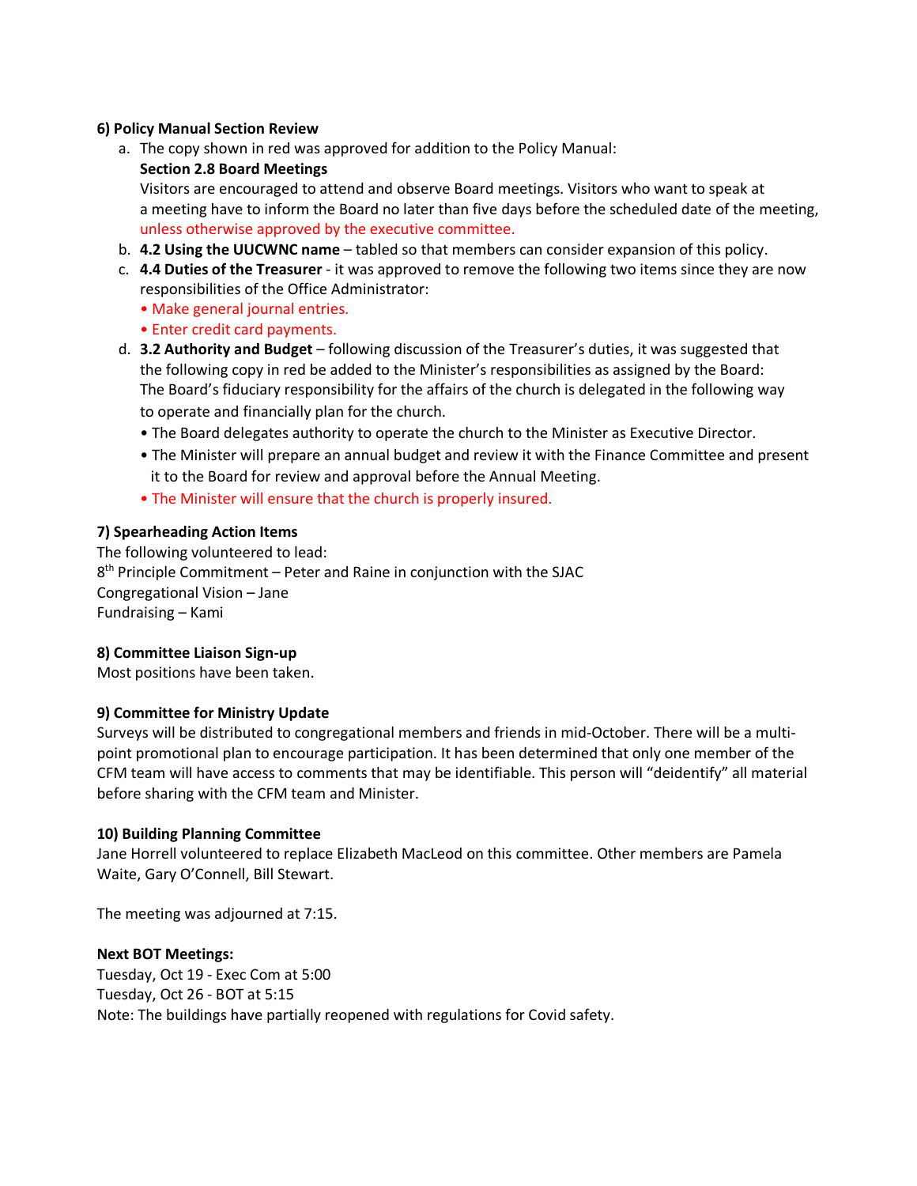**6) Policy Manual Section Review**

a. The copy shown in red was approved for addition to the Policy Manual:

   **Section 2.8 Board Meetings**

   Visitors are encouraged to attend and observe Board meetings. Visitors who want to speak at a meeting have to inform the Board no later than five days before the scheduled date of the meeting, unless otherwise approved by the executive committee.

b. **4.2 Using the UUCWNC name** – tabled so that members can consider expansion of this policy.

c. **4.4 Duties of the Treasurer** - it was approved to remove the following two items since they are now responsibilities of the Office Administrator:
   - Make general journal entries.
   - Enter credit card payments.

d. **3.2 Authority and Budget** – following discussion of the Treasurer's duties, it was suggested that the following copy in red be added to the Minister's responsibilities as assigned by the Board: The Board's fiduciary responsibility for the affairs of the church is delegated in the following way to operate and financially plan for the church.
   - The Board delegates authority to operate the church to the Minister as Executive Director.
   - The Minister will prepare an annual budget and review it with the Finance Committee and present it to the Board for review and approval before the Annual Meeting.
   - The Minister will ensure that the church is properly insured.

**7) Spearheading Action Items**

The following volunteered to lead:
8th Principle Commitment – Peter and Raine in conjunction with the SJAC
Congregational Vision – Jane
Fundraising – Kami

**8) Committee Liaison Sign-up**

Most positions have been taken.

**9) Committee for Ministry Update**

Surveys will be distributed to congregational members and friends in mid-October. There will be a multi-point promotional plan to encourage participation. It has been determined that only one member of the CFM team will have access to comments that may be identifiable. This person will "deidentify" all material before sharing with the CFM team and Minister.

**10) Building Planning Committee**

Jane Horrell volunteered to replace Elizabeth MacLeod on this committee. Other members are Pamela Waite, Gary O'Connell, Bill Stewart.

The meeting was adjourned at 7:15.

**Next BOT Meetings:**

Tuesday, Oct 19 - Exec Com at 5:00
Tuesday, Oct 26 - BOT at 5:15
Note: The buildings have partially reopened with regulations for Covid safety.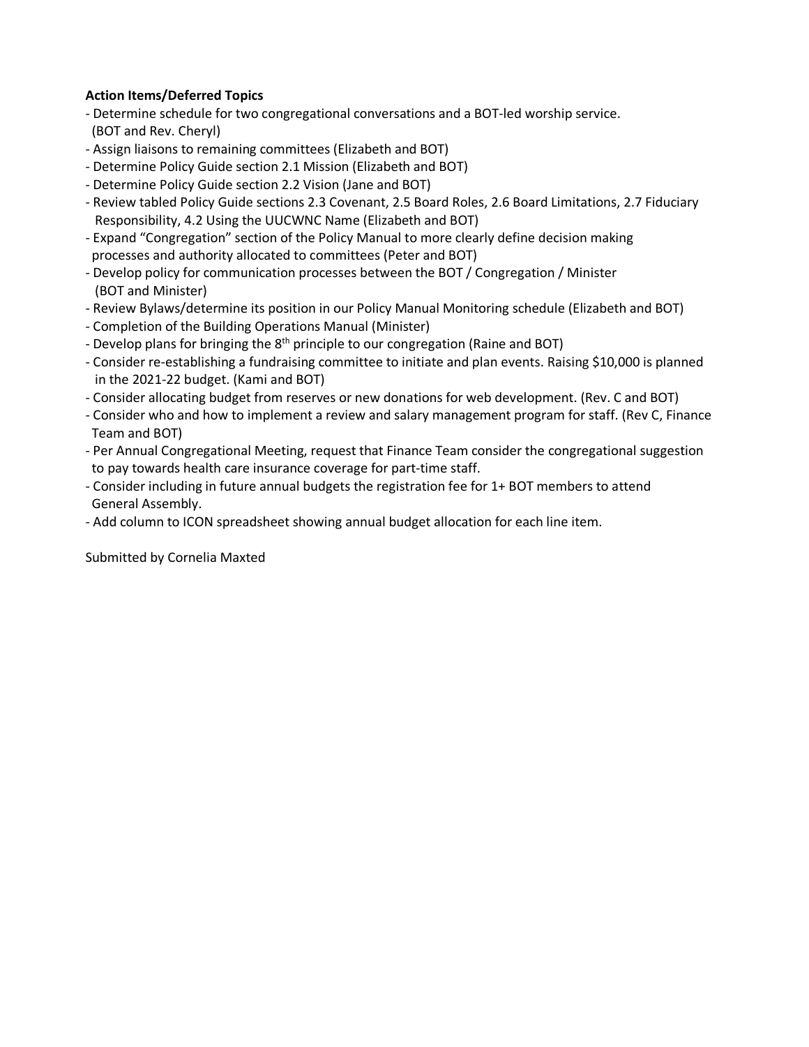**Action Items/Deferred Topics**

- Determine schedule for two congregational conversations and a BOT-led worship service. (BOT and Rev. Cheryl)
- Assign liaisons to remaining committees (Elizabeth and BOT)
- Determine Policy Guide section 2.1 Mission (Elizabeth and BOT)
- Determine Policy Guide section 2.2 Vision (Jane and BOT)
- Review tabled Policy Guide sections 2.3 Covenant, 2.5 Board Roles, 2.6 Board Limitations, 2.7 Fiduciary Responsibility, 4.2 Using the UUCWNC Name (Elizabeth and BOT)
- Expand "Congregation" section of the Policy Manual to more clearly define decision making processes and authority allocated to committees (Peter and BOT)
- Develop policy for communication processes between the BOT / Congregation / Minister (BOT and Minister)
- Review Bylaws/determine its position in our Policy Manual Monitoring schedule (Elizabeth and BOT)
- Completion of the Building Operations Manual (Minister)
- Develop plans for bringing the 8th principle to our congregation (Raine and BOT)
- Consider re-establishing a fundraising committee to initiate and plan events. Raising $10,000 is planned in the 2021-22 budget. (Kami and BOT)
- Consider allocating budget from reserves or new donations for web development. (Rev. C and BOT)
- Consider who and how to implement a review and salary management program for staff. (Rev C, Finance Team and BOT)
- Per Annual Congregational Meeting, request that Finance Team consider the congregational suggestion to pay towards health care insurance coverage for part-time staff.
- Consider including in future annual budgets the registration fee for 1+ BOT members to attend General Assembly.
- Add column to ICON spreadsheet showing annual budget allocation for each line item.

Submitted by Cornelia Maxted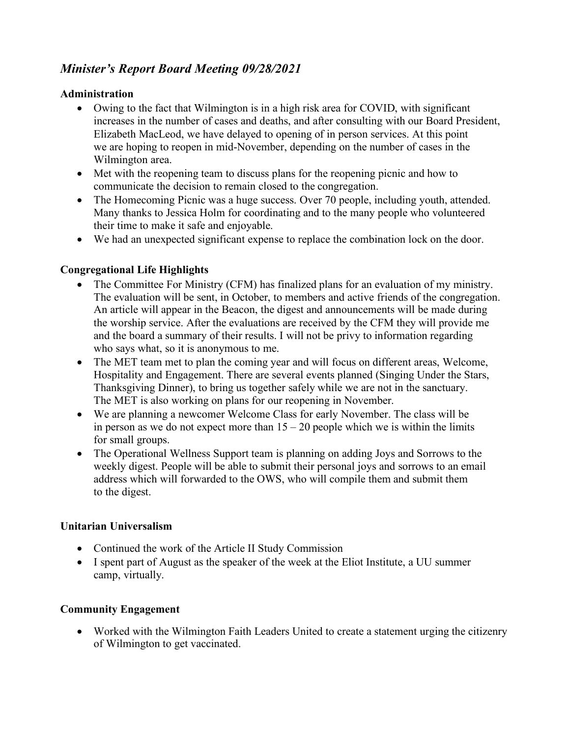## *Minister's Report Board Meeting 09/28/2021*

**Administration**

- Owing to the fact that Wilmington is in a high risk area for COVID, with significant increases in the number of cases and deaths, and after consulting with our Board President, Elizabeth MacLeod, we have delayed to opening of in person services. At this point we are hoping to reopen in mid-November, depending on the number of cases in the Wilmington area.
- Met with the reopening team to discuss plans for the reopening picnic and how to communicate the decision to remain closed to the congregation.
- The Homecoming Picnic was a huge success. Over 70 people, including youth, attended. Many thanks to Jessica Holm for coordinating and to the many people who volunteered their time to make it safe and enjoyable.
- We had an unexpected significant expense to replace the combination lock on the door.

**Congregational Life Highlights**

- The Committee For Ministry (CFM) has finalized plans for an evaluation of my ministry. The evaluation will be sent, in October, to members and active friends of the congregation. An article will appear in the Beacon, the digest and announcements will be made during the worship service. After the evaluations are received by the CFM they will provide me and the board a summary of their results. I will not be privy to information regarding who says what, so it is anonymous to me.
- The MET team met to plan the coming year and will focus on different areas, Welcome, Hospitality and Engagement. There are several events planned (Singing Under the Stars, Thanksgiving Dinner), to bring us together safely while we are not in the sanctuary. The MET is also working on plans for our reopening in November.
- We are planning a newcomer Welcome Class for early November. The class will be in person as we do not expect more than 15 – 20 people which we is within the limits for small groups.
- The Operational Wellness Support team is planning on adding Joys and Sorrows to the weekly digest. People will be able to submit their personal joys and sorrows to an email address which will forwarded to the OWS, who will compile them and submit them to the digest.

**Unitarian Universalism**

- Continued the work of the Article II Study Commission
- I spent part of August as the speaker of the week at the Eliot Institute, a UU summer camp, virtually.

**Community Engagement**

- Worked with the Wilmington Faith Leaders United to create a statement urging the citizenry of Wilmington to get vaccinated.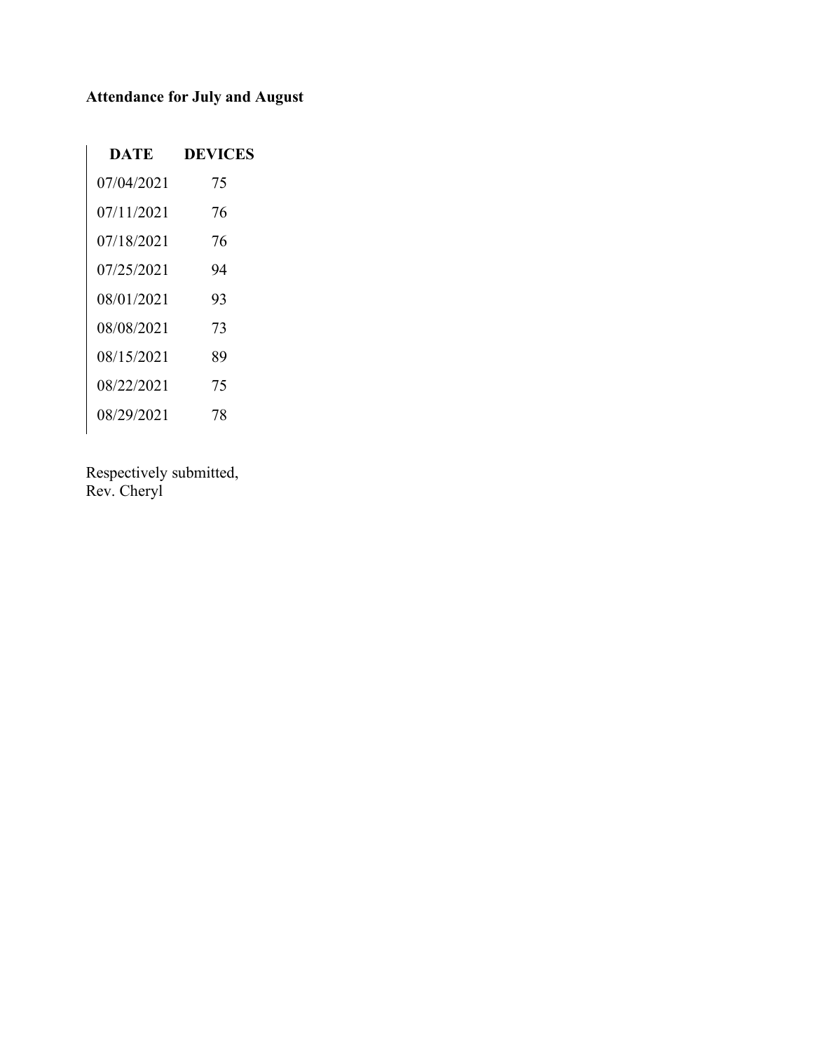**Attendance for July and August**

| DATE | DEVICES |
|---|---|
| 07/04/2021 | 75 |
| 07/11/2021 | 76 |
| 07/18/2021 | 76 |
| 07/25/2021 | 94 |
| 08/01/2021 | 93 |
| 08/08/2021 | 73 |
| 08/15/2021 | 89 |
| 08/22/2021 | 75 |
| 08/29/2021 | 78 |

Respectively submitted,
Rev. Cheryl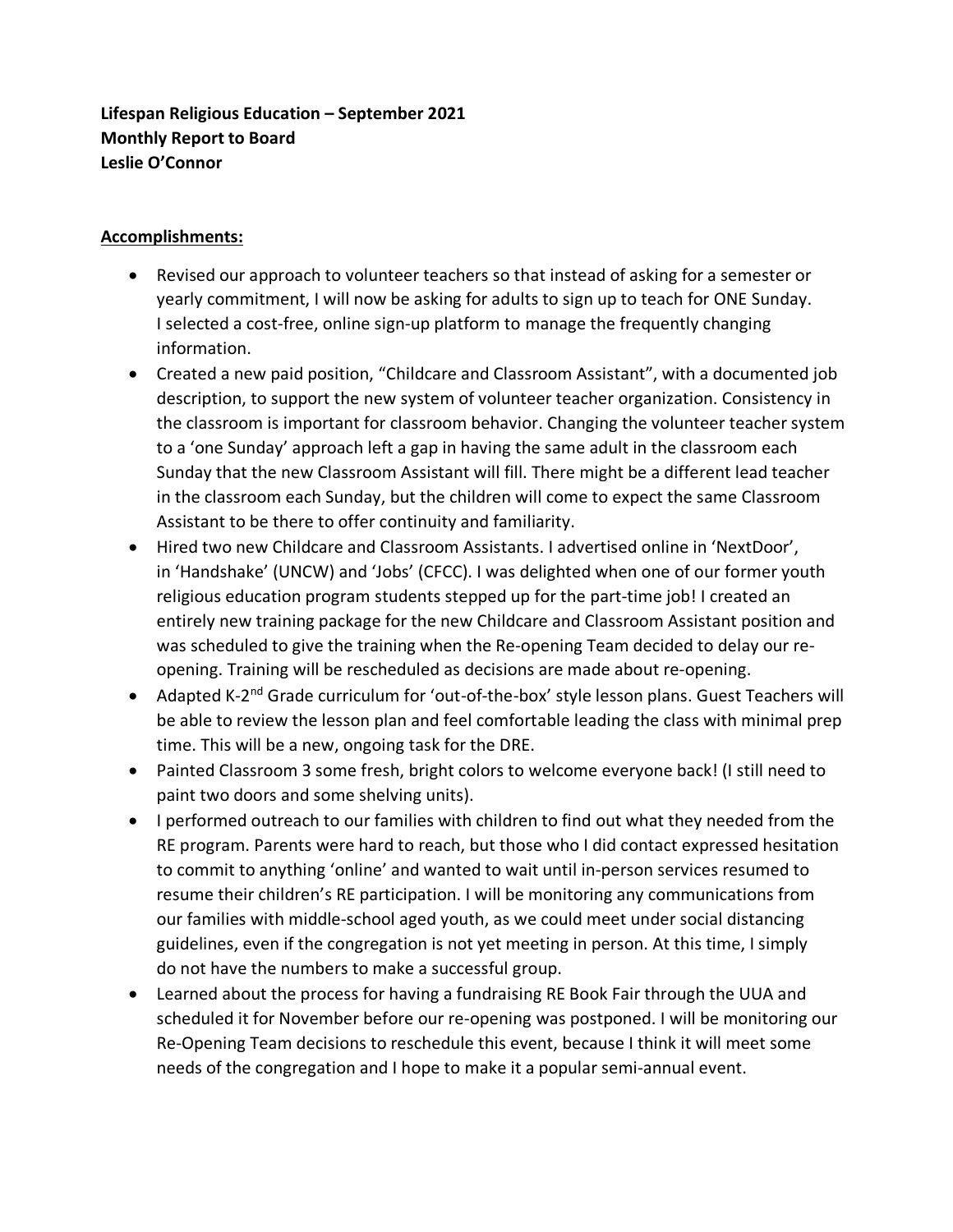**Lifespan Religious Education – September 2021**
**Monthly Report to Board**
**Leslie O'Connor**

**Accomplishments:**

- Revised our approach to volunteer teachers so that instead of asking for a semester or yearly commitment, I will now be asking for adults to sign up to teach for ONE Sunday. I selected a cost-free, online sign-up platform to manage the frequently changing information.
- Created a new paid position, "Childcare and Classroom Assistant", with a documented job description, to support the new system of volunteer teacher organization. Consistency in the classroom is important for classroom behavior. Changing the volunteer teacher system to a 'one Sunday' approach left a gap in having the same adult in the classroom each Sunday that the new Classroom Assistant will fill. There might be a different lead teacher in the classroom each Sunday, but the children will come to expect the same Classroom Assistant to be there to offer continuity and familiarity.
- Hired two new Childcare and Classroom Assistants. I advertised online in 'NextDoor', in 'Handshake' (UNCW) and 'Jobs' (CFCC). I was delighted when one of our former youth religious education program students stepped up for the part-time job! I created an entirely new training package for the new Childcare and Classroom Assistant position and was scheduled to give the training when the Re-opening Team decided to delay our re-opening. Training will be rescheduled as decisions are made about re-opening.
- Adapted K-2nd Grade curriculum for 'out-of-the-box' style lesson plans. Guest Teachers will be able to review the lesson plan and feel comfortable leading the class with minimal prep time. This will be a new, ongoing task for the DRE.
- Painted Classroom 3 some fresh, bright colors to welcome everyone back! (I still need to paint two doors and some shelving units).
- I performed outreach to our families with children to find out what they needed from the RE program. Parents were hard to reach, but those who I did contact expressed hesitation to commit to anything 'online' and wanted to wait until in-person services resumed to resume their children's RE participation. I will be monitoring any communications from our families with middle-school aged youth, as we could meet under social distancing guidelines, even if the congregation is not yet meeting in person. At this time, I simply do not have the numbers to make a successful group.
- Learned about the process for having a fundraising RE Book Fair through the UUA and scheduled it for November before our re-opening was postponed. I will be monitoring our Re-Opening Team decisions to reschedule this event, because I think it will meet some needs of the congregation and I hope to make it a popular semi-annual event.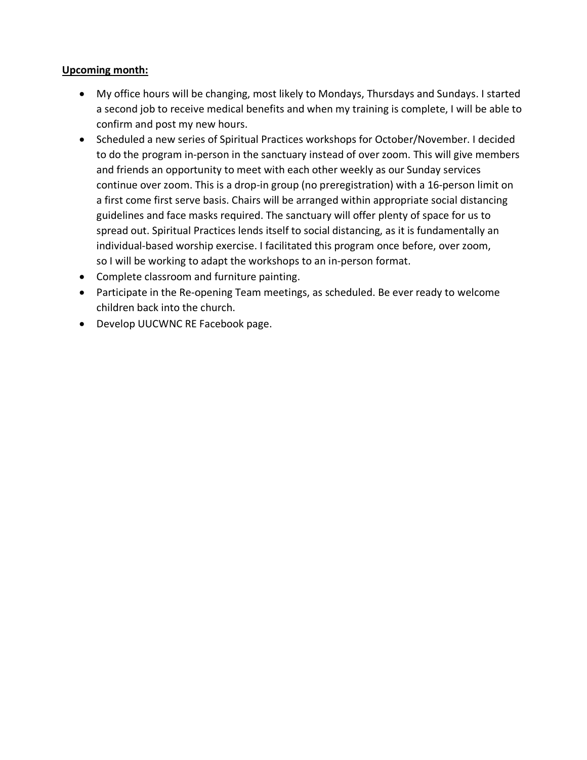**Upcoming month:**

- My office hours will be changing, most likely to Mondays, Thursdays and Sundays. I started a second job to receive medical benefits and when my training is complete, I will be able to confirm and post my new hours.
- Scheduled a new series of Spiritual Practices workshops for October/November. I decided to do the program in-person in the sanctuary instead of over zoom. This will give members and friends an opportunity to meet with each other weekly as our Sunday services continue over zoom. This is a drop-in group (no preregistration) with a 16-person limit on a first come first serve basis. Chairs will be arranged within appropriate social distancing guidelines and face masks required. The sanctuary will offer plenty of space for us to spread out. Spiritual Practices lends itself to social distancing, as it is fundamentally an individual-based worship exercise. I facilitated this program once before, over zoom, so I will be working to adapt the workshops to an in-person format.
- Complete classroom and furniture painting.
- Participate in the Re-opening Team meetings, as scheduled. Be ever ready to welcome children back into the church.
- Develop UUCWNC RE Facebook page.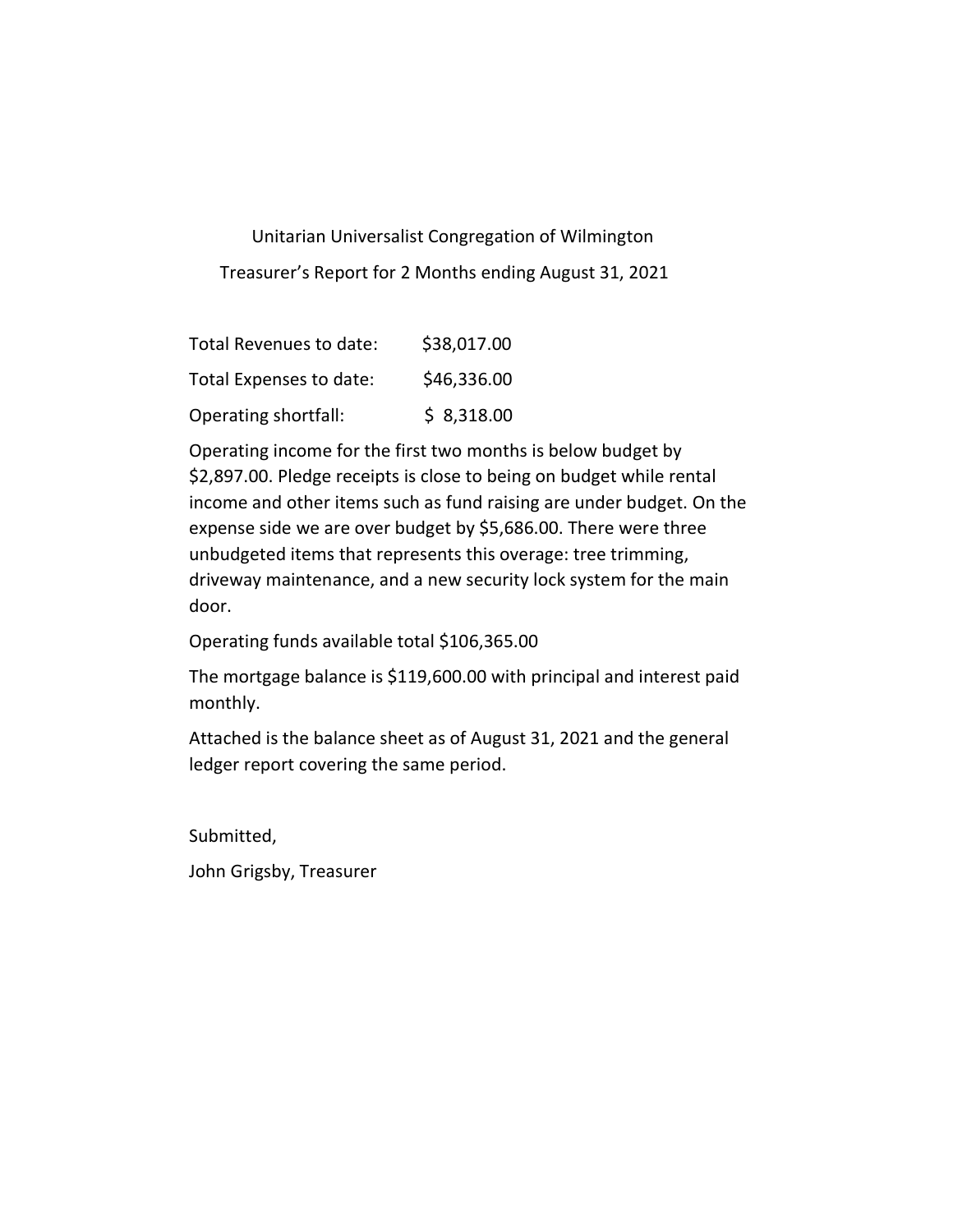Unitarian Universalist Congregation of Wilmington

Treasurer's Report for 2 Months ending August 31, 2021

| | |
|---|---|
| Total Revenues to date: | \$38,017.00 |
| Total Expenses to date: | \$46,336.00 |
| Operating shortfall: | \$ 8,318.00 |

Operating income for the first two months is below budget by \$2,897.00. Pledge receipts is close to being on budget while rental income and other items such as fund raising are under budget. On the expense side we are over budget by \$5,686.00. There were three unbudgeted items that represents this overage: tree trimming, driveway maintenance, and a new security lock system for the main door.

Operating funds available total \$106,365.00

The mortgage balance is \$119,600.00 with principal and interest paid monthly.

Attached is the balance sheet as of August 31, 2021 and the general ledger report covering the same period.

Submitted,

John Grigsby, Treasurer